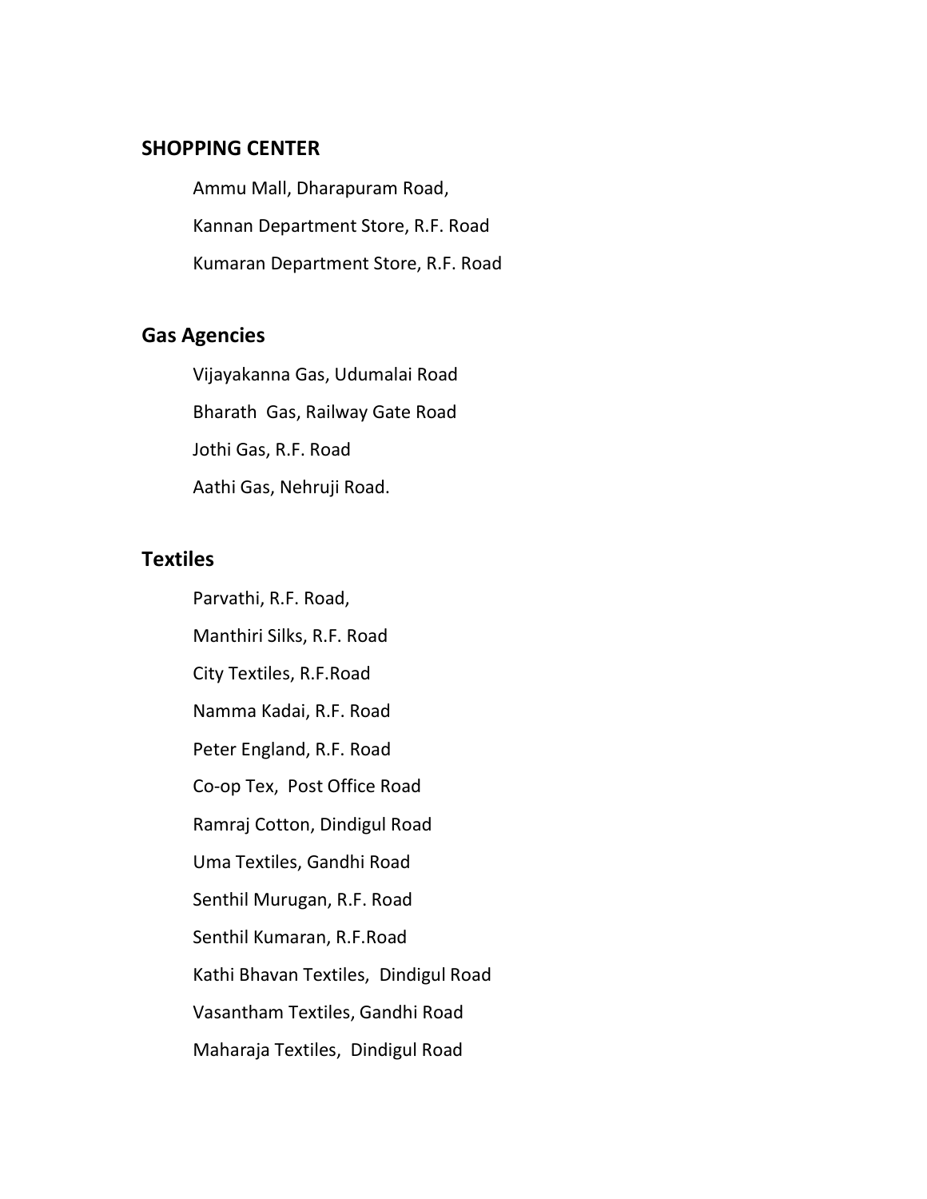## SHOPPING CENTER

Ammu Mall, Dharapuram Road,

Kannan Department Store, R.F. Road

Kumaran Department Store, R.F. Road

## Gas Agencies

Vijayakanna Gas, Udumalai Road

Bharath Gas, Railway Gate Road

Jothi Gas, R.F. Road

Aathi Gas, Nehruji Road.

## Textiles

Parvathi, R.F. Road,

Manthiri Silks, R.F. Road

City Textiles, R.F.Road

Namma Kadai, R.F. Road

Peter England, R.F. Road

Co-op Tex, Post Office Road

Ramraj Cotton, Dindigul Road

Uma Textiles, Gandhi Road

Senthil Murugan, R.F. Road

Senthil Kumaran, R.F.Road

Kathi Bhavan Textiles, Dindigul Road

Vasantham Textiles, Gandhi Road

Maharaja Textiles, Dindigul Road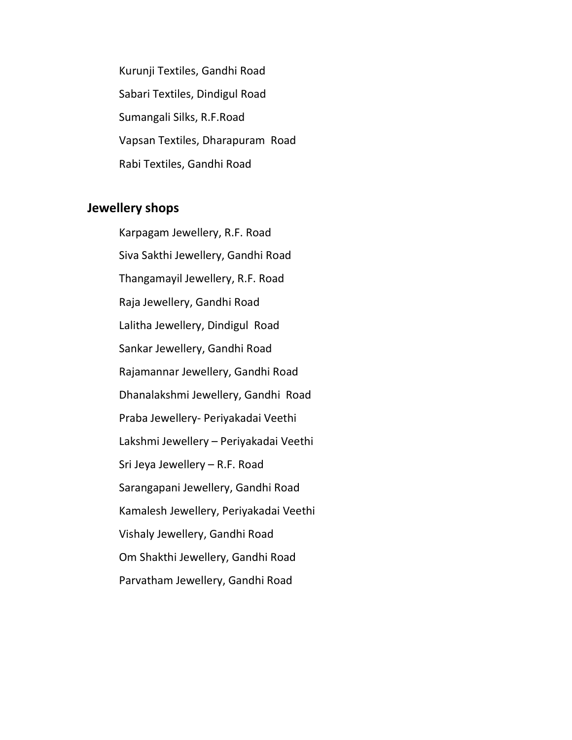Kurunji Textiles, Gandhi Road

Sabari Textiles, Dindigul Road

Sumangali Silks, R.F.Road

Vapsan Textiles, Dharapuram Road

Rabi Textiles, Gandhi Road

## Jewellery shops

Karpagam Jewellery, R.F. Road

Siva Sakthi Jewellery, Gandhi Road

Thangamayil Jewellery, R.F. Road

Raja Jewellery, Gandhi Road

Lalitha Jewellery, Dindigul Road

Sankar Jewellery, Gandhi Road

Rajamannar Jewellery, Gandhi Road

Dhanalakshmi Jewellery, Gandhi Road

Praba Jewellery- Periyakadai Veethi

Lakshmi Jewellery – Periyakadai Veethi

Sri Jeya Jewellery – R.F. Road

Sarangapani Jewellery, Gandhi Road

Kamalesh Jewellery, Periyakadai Veethi

Vishaly Jewellery, Gandhi Road

Om Shakthi Jewellery, Gandhi Road

Parvatham Jewellery, Gandhi Road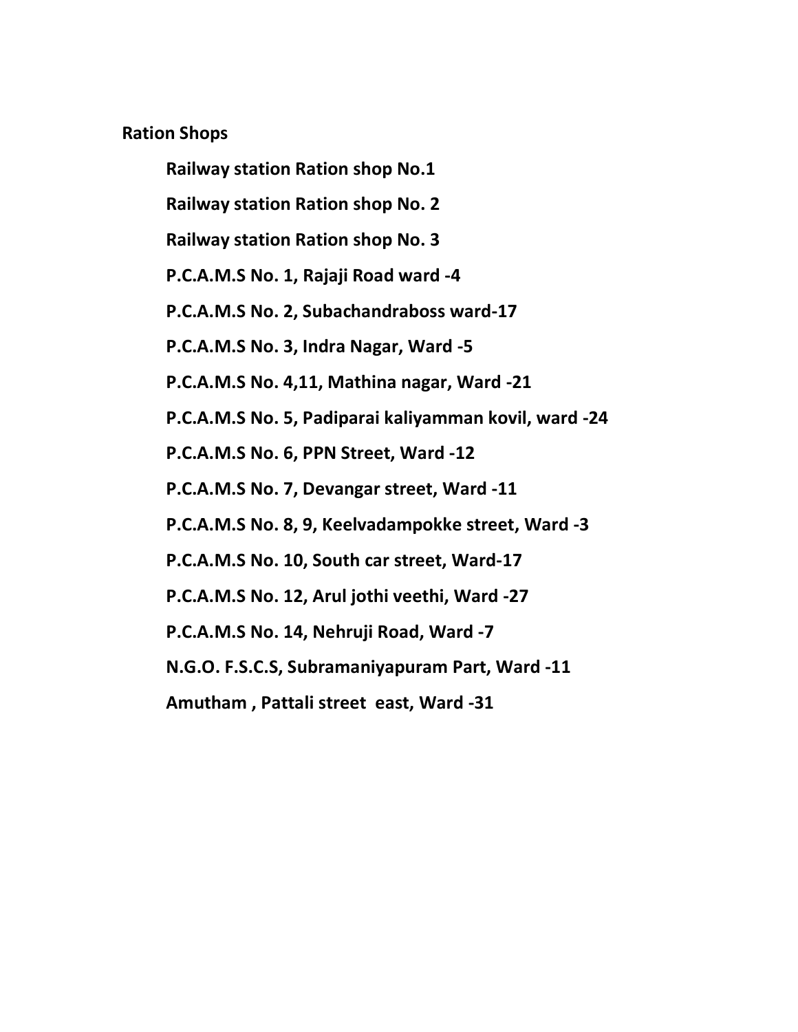**Ration Shops**

- **Railway station Ration shop No.1**
- **Railway station Ration shop No. 2**
- **Railway station Ration shop No. 3**
- **P.C.A.M.S No. 1, Rajaji Road ward -4**
- **P.C.A.M.S No. 2, Subachandraboss ward-17**
- **P.C.A.M.S No. 3, Indra Nagar, Ward -5**
- **P.C.A.M.S No. 4,11, Mathina nagar, Ward -21**
- **P.C.A.M.S No. 5, Padiparai kaliyamman kovil, ward -24**
- **P.C.A.M.S No. 6, PPN Street, Ward -12**
- **P.C.A.M.S No. 7, Devangar street, Ward -11**
- **P.C.A.M.S No. 8, 9, Keelvadampokke street, Ward -3**
- **P.C.A.M.S No. 10, South car street, Ward-17**
- **P.C.A.M.S No. 12, Arul jothi veethi, Ward -27**
- **P.C.A.M.S No. 14, Nehruji Road, Ward -7**
- **N.G.O. F.S.C.S, Subramaniyapuram Part, Ward -11**
- **Amutham , Pattali street east, Ward -31**